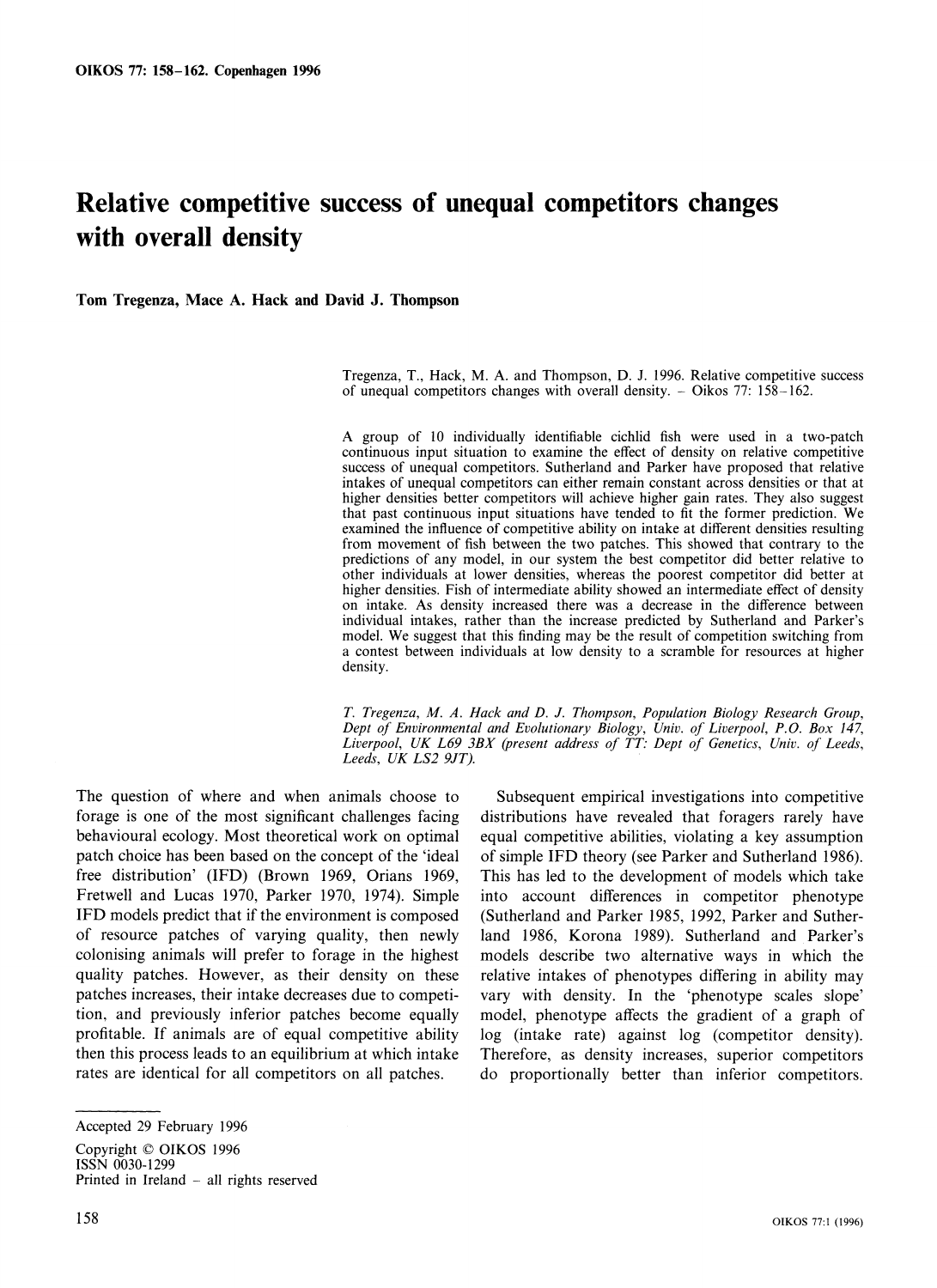# Relative competitive success of unequal competitors changes with overall density

**Tom Tregenza, Mace A. Hack and David J. Thompson**

Tregenza, T., Hack, M. A. and Thompson, D. J. 1996. Relative competitive success of unequal competitors changes with overall density. – Oikos 77: 158–162.

A group of 10 individually identifiable cichlid fish were used in a two-patch continuous input situation to examine the effect of density on relative competitive success of unequal competitors. Sutherland and Parker have proposed that relative intakes of unequal competitors can either remain constant across densities or that at higher densities better competitors will achieve higher gain rates. They also suggest that past continuous input situations have tended to fit the former prediction. We examined the influence of competitive ability on intake at different densities resulting from movement of fish between the two patches. This showed that contrary to the predictions of any model, in our system the best competitor did better relative to other individuals at lower densities, whereas the poorest competitor did better at higher densities. Fish of intermediate ability showed an intermediate effect of density on intake. As density increased there was a decrease in the difference between individual intakes, rather than the increase predicted by Sutherland and Parker's model. We suggest that this finding may be the result of competition switching from a contest between individuals at low density to a scramble for resources at higher density.

*T. Tregenza, M. A. Hack and D. J. Thompson, Population Biology Research Group, Dept of Environmental and Evolutionary Biology, Univ. of Liverpool, P.O. Box 147, Liverpool, UK L69 3BX (present address of TT: Dept of Genetics, Univ. of Leeds, Leeds, UK LS2 9JT).*

The question of where and when animals choose to forage is one of the most significant challenges facing behavioural ecology. Most theoretical work on optimal patch choice has been based on the concept of the 'ideal free distribution' (IFD) (Brown 1969, Orians 1969, Fretwell and Lucas 1970, Parker 1970, 1974). Simple IFD models predict that if the environment is composed of resource patches of varying quality, then newly colonising animals will prefer to forage in the highest quality patches. However, as their density on these patches increases, their intake decreases due to competition, and previously inferior patches become equally profitable. If animals are of equal competitive ability then this process leads to an equilibrium at which intake rates are identical for all competitors on all patches.

Subsequent empirical investigations into competitive distributions have revealed that foragers rarely have equal competitive abilities, violating a key assumption of simple IFD theory (see Parker and Sutherland 1986). This has led to the development of models which take into account differences in competitor phenotype (Sutherland and Parker 1985, 1992, Parker and Sutherland 1986, Korona 1989). Sutherland and Parker's models describe two alternative ways in which the relative intakes of phenotypes differing in ability may vary with density. In the 'phenotype scales slope' model, phenotype affects the gradient of a graph of log (intake rate) against log (competitor density). Therefore, as density increases, superior competitors do proportionally better than inferior competitors.

Accepted 29 February 1996

Copyright © OIKOS 1996
ISSN 0030-1299
Printed in Ireland – all rights reserved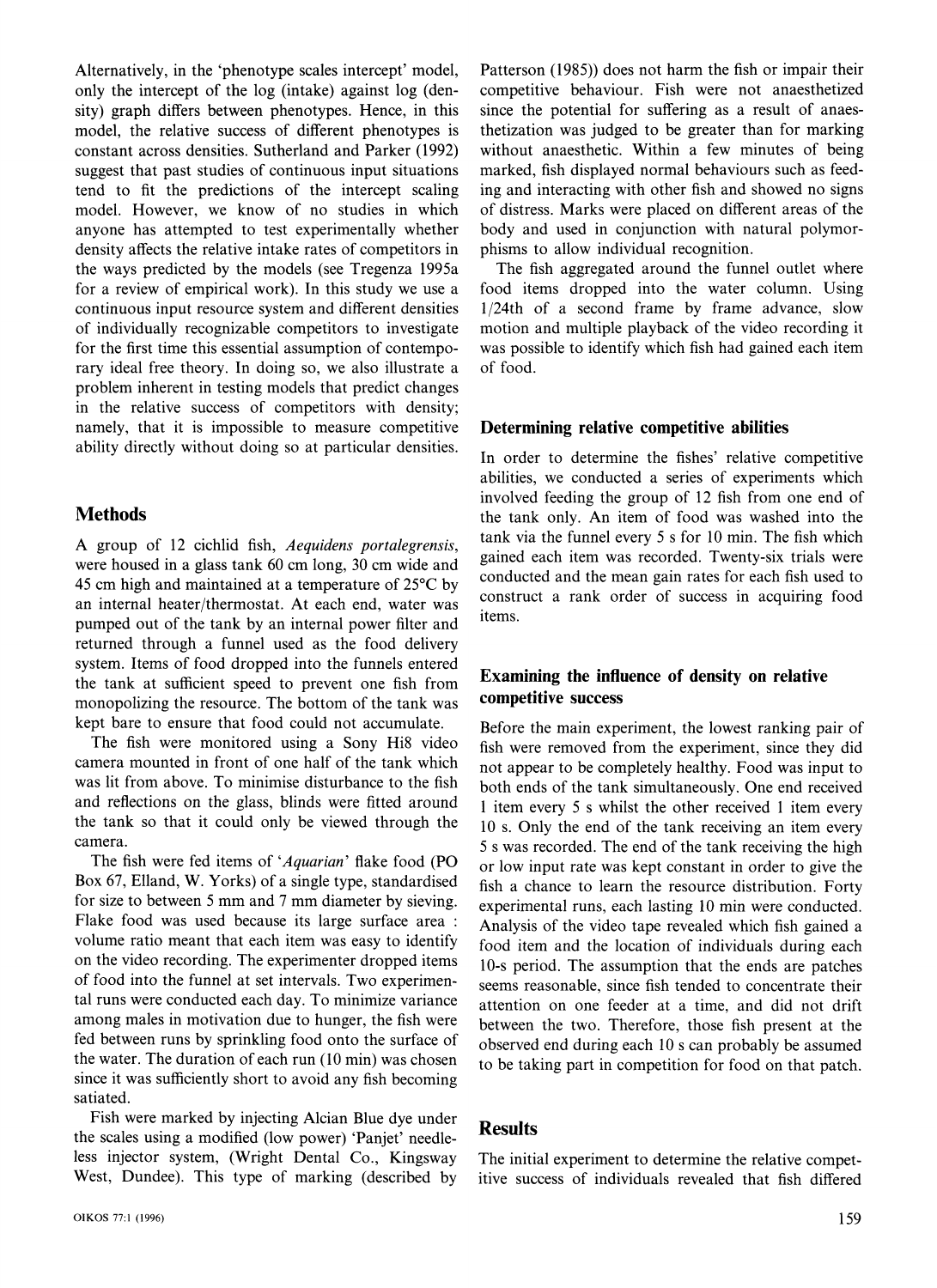Alternatively, in the 'phenotype scales intercept' model, only the intercept of the log (intake) against log (density) graph differs between phenotypes. Hence, in this model, the relative success of different phenotypes is constant across densities. Sutherland and Parker (1992) suggest that past studies of continuous input situations tend to fit the predictions of the intercept scaling model. However, we know of no studies in which anyone has attempted to test experimentally whether density affects the relative intake rates of competitors in the ways predicted by the models (see Tregenza 1995a for a review of empirical work). In this study we use a continuous input resource system and different densities of individually recognizable competitors to investigate for the first time this essential assumption of contemporary ideal free theory. In doing so, we also illustrate a problem inherent in testing models that predict changes in the relative success of competitors with density; namely, that it is impossible to measure competitive ability directly without doing so at particular densities.

## Methods

A group of 12 cichlid fish, *Aequidens portalegrensis*, were housed in a glass tank 60 cm long, 30 cm wide and 45 cm high and maintained at a temperature of 25°C by an internal heater/thermostat. At each end, water was pumped out of the tank by an internal power filter and returned through a funnel used as the food delivery system. Items of food dropped into the funnels entered the tank at sufficient speed to prevent one fish from monopolizing the resource. The bottom of the tank was kept bare to ensure that food could not accumulate.

The fish were monitored using a Sony Hi8 video camera mounted in front of one half of the tank which was lit from above. To minimise disturbance to the fish and reflections on the glass, blinds were fitted around the tank so that it could only be viewed through the camera.

The fish were fed items of '*Aquarian*' flake food (PO Box 67, Elland, W. Yorks) of a single type, standardised for size to between 5 mm and 7 mm diameter by sieving. Flake food was used because its large surface area : volume ratio meant that each item was easy to identify on the video recording. The experimenter dropped items of food into the funnel at set intervals. Two experimental runs were conducted each day. To minimize variance among males in motivation due to hunger, the fish were fed between runs by sprinkling food onto the surface of the water. The duration of each run (10 min) was chosen since it was sufficiently short to avoid any fish becoming satiated.

Fish were marked by injecting Alcian Blue dye under the scales using a modified (low power) 'Panjet' needleless injector system, (Wright Dental Co., Kingsway West, Dundee). This type of marking (described by Patterson (1985)) does not harm the fish or impair their competitive behaviour. Fish were not anaesthetized since the potential for suffering as a result of anaesthetization was judged to be greater than for marking without anaesthetic. Within a few minutes of being marked, fish displayed normal behaviours such as feeding and interacting with other fish and showed no signs of distress. Marks were placed on different areas of the body and used in conjunction with natural polymorphisms to allow individual recognition.

The fish aggregated around the funnel outlet where food items dropped into the water column. Using 1/24th of a second frame by frame advance, slow motion and multiple playback of the video recording it was possible to identify which fish had gained each item of food.

### Determining relative competitive abilities

In order to determine the fishes' relative competitive abilities, we conducted a series of experiments which involved feeding the group of 12 fish from one end of the tank only. An item of food was washed into the tank via the funnel every 5 s for 10 min. The fish which gained each item was recorded. Twenty-six trials were conducted and the mean gain rates for each fish used to construct a rank order of success in acquiring food items.

### Examining the influence of density on relative competitive success

Before the main experiment, the lowest ranking pair of fish were removed from the experiment, since they did not appear to be completely healthy. Food was input to both ends of the tank simultaneously. One end received 1 item every 5 s whilst the other received 1 item every 10 s. Only the end of the tank receiving an item every 5 s was recorded. The end of the tank receiving the high or low input rate was kept constant in order to give the fish a chance to learn the resource distribution. Forty experimental runs, each lasting 10 min were conducted. Analysis of the video tape revealed which fish gained a food item and the location of individuals during each 10-s period. The assumption that the ends are patches seems reasonable, since fish tended to concentrate their attention on one feeder at a time, and did not drift between the two. Therefore, those fish present at the observed end during each 10 s can probably be assumed to be taking part in competition for food on that patch.

## Results

The initial experiment to determine the relative competitive success of individuals revealed that fish differed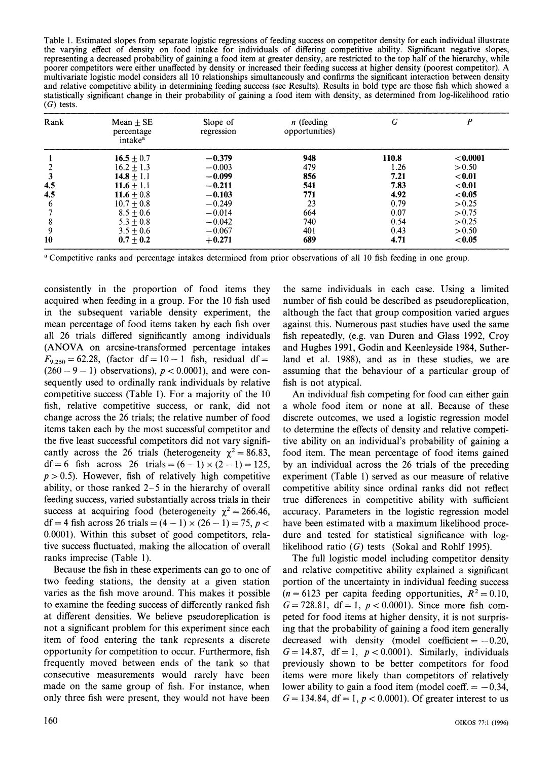Table 1. Estimated slopes from separate logistic regressions of feeding success on competitor density for each individual illustrate the varying effect of density on food intake for individuals of differing competitive ability. Significant negative slopes, representing a decreased probability of gaining a food item at greater density, are restricted to the top half of the hierarchy, while poorer competitors were either unaffected by density or increased their feeding success at higher density (poorest competitor). A multivariate logistic model considers all 10 relationships simultaneously and confirms the significant interaction between density and relative competitive ability in determining feeding success (see Results). Results in bold type are those fish which showed a statistically significant change in their probability of gaining a food item with density, as determined from log-likelihood ratio ($G$) tests.

| Rank | Mean ± SE percentage intake[a] | Slope of regression | $n$ (feeding opportunities) | $G$ | $P$ |
|---|---|---|---|---|---|
| **1** | **16.5** ± 0.7 | **−0.379** | **948** | **110.8** | **<0.0001** |
| 2 | 16.2 ± 1.3 | −0.003 | 479 | 1.26 | >0.50 |
| **3** | **14.8** ± 1.1 | **−0.099** | **856** | **7.21** | **<0.01** |
| **4.5** | **11.6** ± 1.1 | **−0.211** | **541** | **7.83** | **<0.01** |
| **4.5** | **11.6** ± 0.8 | **−0.103** | **771** | **4.92** | **<0.05** |
| 6 | 10.7 ± 0.8 | −0.249 | 23 | 0.79 | >0.25 |
| 7 | 8.5 ± 0.6 | −0.014 | 664 | 0.07 | >0.75 |
| 8 | 5.3 ± 0.8 | −0.042 | 740 | 0.54 | >0.25 |
| 9 | 3.5 ± 0.6 | −0.067 | 401 | 0.43 | >0.50 |
| **10** | **0.7** ± **0.2** | **+0.271** | **689** | **4.71** | **<0.05** |

[a] Competitive ranks and percentage intakes determined from prior observations of all 10 fish feeding in one group.

consistently in the proportion of food items they acquired when feeding in a group. For the 10 fish used in the subsequent variable density experiment, the mean percentage of food items taken by each fish over all 26 trials differed significantly among individuals (ANOVA on arcsine-transformed percentage intakes $F_{9,250} = 62.28$, (factor df $= 10 - 1$ fish, residual df $= (260 - 9 - 1)$ observations), $p < 0.0001$), and were consequently used to ordinally rank individuals by relative competitive success (Table 1). For a majority of the 10 fish, relative competitive success, or rank, did not change across the 26 trials; the relative number of food items taken each by the most successful competitor and the five least successful competitors did not vary significantly across the 26 trials (heterogeneity $\chi^2 = 86.83$, df $= 6$ fish across 26 trials $= (6-1) \times (2-1) = 125$, $p > 0.5$). However, fish of relatively high competitive ability, or those ranked 2–5 in the hierarchy of overall feeding success, varied substantially across trials in their success at acquiring food (heterogeneity $\chi^2 = 266.46$, df $= 4$ fish across 26 trials $= (4-1) \times (26-1) = 75$, $p < 0.0001$). Within this subset of good competitors, relative success fluctuated, making the allocation of overall ranks imprecise (Table 1).

Because the fish in these experiments can go to one of two feeding stations, the density at a given station varies as the fish move around. This makes it possible to examine the feeding success of differently ranked fish at different densities. We believe pseudoreplication is not a significant problem for this experiment since each item of food entering the tank represents a discrete opportunity for competition to occur. Furthermore, fish frequently moved between ends of the tank so that consecutive measurements would rarely have been made on the same group of fish. For instance, when only three fish were present, they would not have been the same individuals in each case. Using a limited number of fish could be described as pseudoreplication, although the fact that group composition varied argues against this. Numerous past studies have used the same fish repeatedly, (e.g. van Duren and Glass 1992, Croy and Hughes 1991, Godin and Keenleyside 1984, Sutherland et al. 1988), and as in these studies, we are assuming that the behaviour of a particular group of fish is not atypical.

An individual fish competing for food can either gain a whole food item or none at all. Because of these discrete outcomes, we used a logistic regression model to determine the effects of density and relative competitive ability on an individual's probability of gaining a food item. The mean percentage of food items gained by an individual across the 26 trials of the preceding experiment (Table 1) served as our measure of relative competitive ability since ordinal ranks did not reflect true differences in competitive ability with sufficient accuracy. Parameters in the logistic regression model have been estimated with a maximum likelihood procedure and tested for statistical significance with log-likelihood ratio ($G$) tests (Sokal and Rohlf 1995).

The full logistic model including competitor density and relative competitive ability explained a significant portion of the uncertainty in individual feeding success ($n = 6123$ per capita feeding opportunities, $R^2 = 0.10$, $G = 728.81$, df $= 1$, $p < 0.0001$). Since more fish competed for food items at higher density, it is not surprising that the probability of gaining a food item generally decreased with density (model coefficient $= -0.20$, $G = 14.87$, df $= 1$, $p < 0.0001$). Similarly, individuals previously shown to be better competitors for food items were more likely than competitors of relatively lower ability to gain a food item (model coeff. $= -0.34$, $G = 134.84$, df $= 1$, $p < 0.0001$). Of greater interest to us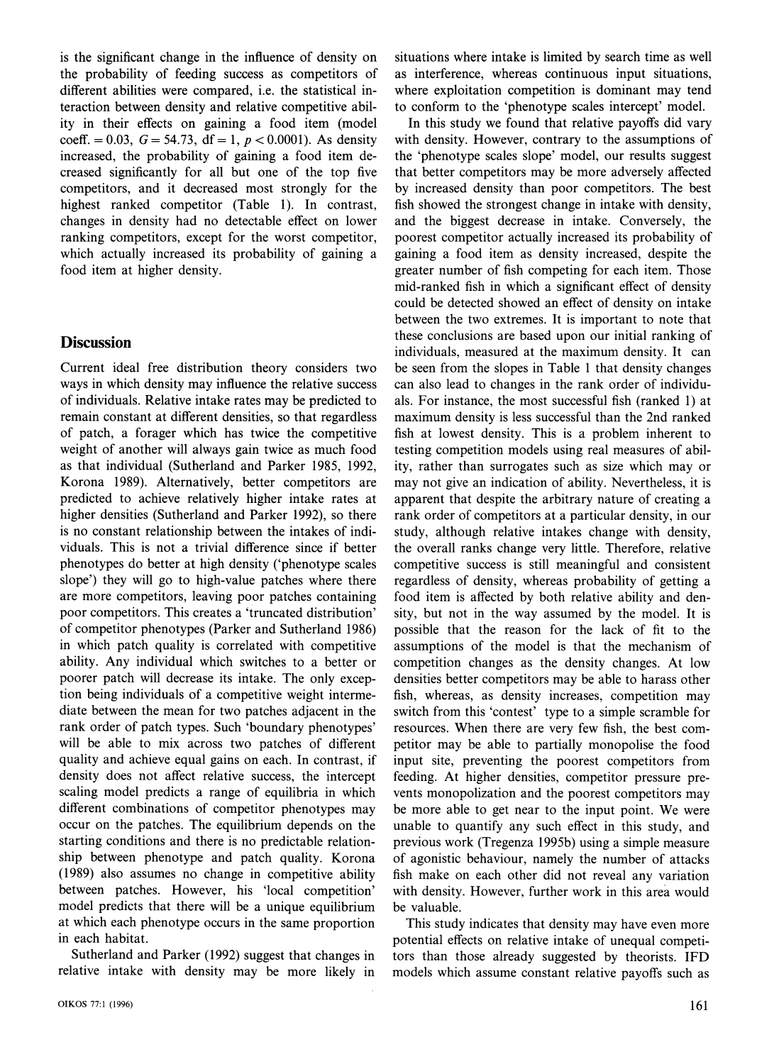is the significant change in the influence of density on the probability of feeding success as competitors of different abilities were compared, i.e. the statistical interaction between density and relative competitive ability in their effects on gaining a food item (model coeff. = 0.03, $G = 54.73$, df = 1, $p < 0.0001$). As density increased, the probability of gaining a food item decreased significantly for all but one of the top five competitors, and it decreased most strongly for the highest ranked competitor (Table 1). In contrast, changes in density had no detectable effect on lower ranking competitors, except for the worst competitor, which actually increased its probability of gaining a food item at higher density.

## Discussion

Current ideal free distribution theory considers two ways in which density may influence the relative success of individuals. Relative intake rates may be predicted to remain constant at different densities, so that regardless of patch, a forager which has twice the competitive weight of another will always gain twice as much food as that individual (Sutherland and Parker 1985, 1992, Korona 1989). Alternatively, better competitors are predicted to achieve relatively higher intake rates at higher densities (Sutherland and Parker 1992), so there is no constant relationship between the intakes of individuals. This is not a trivial difference since if better phenotypes do better at high density ('phenotype scales slope') they will go to high-value patches where there are more competitors, leaving poor patches containing poor competitors. This creates a 'truncated distribution' of competitor phenotypes (Parker and Sutherland 1986) in which patch quality is correlated with competitive ability. Any individual which switches to a better or poorer patch will decrease its intake. The only exception being individuals of a competitive weight intermediate between the mean for two patches adjacent in the rank order of patch types. Such 'boundary phenotypes' will be able to mix across two patches of different quality and achieve equal gains on each. In contrast, if density does not affect relative success, the intercept scaling model predicts a range of equilibria in which different combinations of competitor phenotypes may occur on the patches. The equilibrium depends on the starting conditions and there is no predictable relationship between phenotype and patch quality. Korona (1989) also assumes no change in competitive ability between patches. However, his 'local competition' model predicts that there will be a unique equilibrium at which each phenotype occurs in the same proportion in each habitat.

Sutherland and Parker (1992) suggest that changes in relative intake with density may be more likely in situations where intake is limited by search time as well as interference, whereas continuous input situations, where exploitation competition is dominant may tend to conform to the 'phenotype scales intercept' model.

In this study we found that relative payoffs did vary with density. However, contrary to the assumptions of the 'phenotype scales slope' model, our results suggest that better competitors may be more adversely affected by increased density than poor competitors. The best fish showed the strongest change in intake with density, and the biggest decrease in intake. Conversely, the poorest competitor actually increased its probability of gaining a food item as density increased, despite the greater number of fish competing for each item. Those mid-ranked fish in which a significant effect of density could be detected showed an effect of density on intake between the two extremes. It is important to note that these conclusions are based upon our initial ranking of individuals, measured at the maximum density. It can be seen from the slopes in Table 1 that density changes can also lead to changes in the rank order of individuals. For instance, the most successful fish (ranked 1) at maximum density is less successful than the 2nd ranked fish at lowest density. This is a problem inherent to testing competition models using real measures of ability, rather than surrogates such as size which may or may not give an indication of ability. Nevertheless, it is apparent that despite the arbitrary nature of creating a rank order of competitors at a particular density, in our study, although relative intakes change with density, the overall ranks change very little. Therefore, relative competitive success is still meaningful and consistent regardless of density, whereas probability of getting a food item is affected by both relative ability and density, but not in the way assumed by the model. It is possible that the reason for the lack of fit to the assumptions of the model is that the mechanism of competition changes as the density changes. At low densities better competitors may be able to harass other fish, whereas, as density increases, competition may switch from this 'contest' type to a simple scramble for resources. When there are very few fish, the best competitor may be able to partially monopolise the food input site, preventing the poorest competitors from feeding. At higher densities, competitor pressure prevents monopolization and the poorest competitors may be more able to get near to the input point. We were unable to quantify any such effect in this study, and previous work (Tregenza 1995b) using a simple measure of agonistic behaviour, namely the number of attacks fish make on each other did not reveal any variation with density. However, further work in this area would be valuable.

This study indicates that density may have even more potential effects on relative intake of unequal competitors than those already suggested by theorists. IFD models which assume constant relative payoffs such as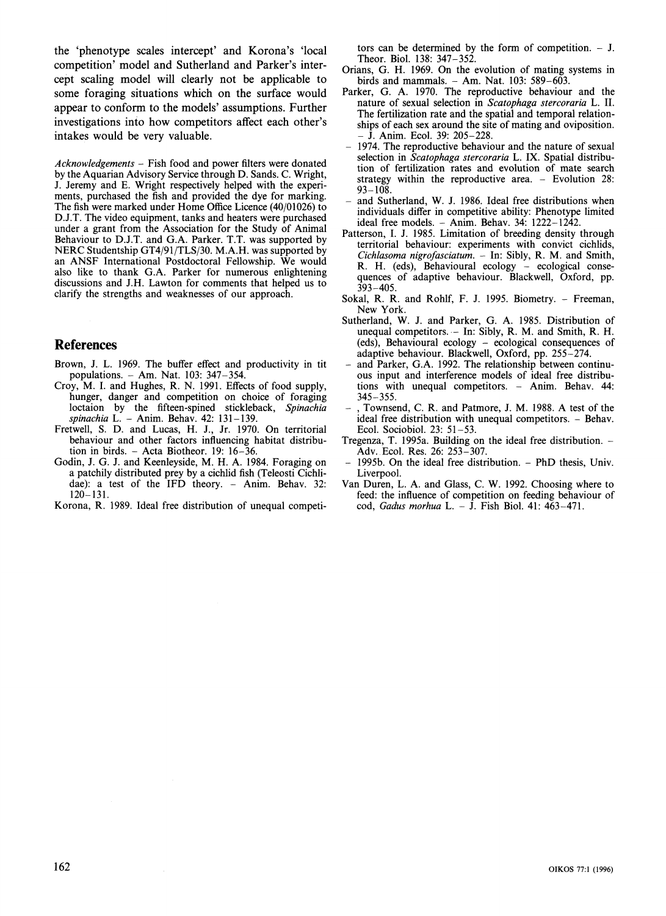the 'phenotype scales intercept' and Korona's 'local competition' model and Sutherland and Parker's intercept scaling model will clearly not be applicable to some foraging situations which on the surface would appear to conform to the models' assumptions. Further investigations into how competitors affect each other's intakes would be very valuable.

*Acknowledgements* – Fish food and power filters were donated by the Aquarian Advisory Service through D. Sands. C. Wright, J. Jeremy and E. Wright respectively helped with the experiments, purchased the fish and provided the dye for marking. The fish were marked under Home Office Licence (40/01026) to D.J.T. The video equipment, tanks and heaters were purchased under a grant from the Association for the Study of Animal Behaviour to D.J.T. and G.A. Parker. T.T. was supported by NERC Studentship GT4/91/TLS/30. M.A.H. was supported by an ANSF International Postdoctoral Fellowship. We would also like to thank G.A. Parker for numerous enlightening discussions and J.H. Lawton for comments that helped us to clarify the strengths and weaknesses of our approach.

## References

Brown, J. L. 1969. The buffer effect and productivity in tit populations. – Am. Nat. 103: 347–354.

Croy, M. I. and Hughes, R. N. 1991. Effects of food supply, hunger, danger and competition on choice of foraging loctaion by the fifteen-spined stickleback, *Spinachia spinachia* L. – Anim. Behav. 42: 131–139.

Fretwell, S. D. and Lucas, H. J., Jr. 1970. On territorial behaviour and other factors influencing habitat distribution in birds. – Acta Biotheor. 19: 16–36.

Godin, J. G. J. and Keenleyside, M. H. A. 1984. Foraging on a patchily distributed prey by a cichlid fish (Teleosti Cichlidae): a test of the IFD theory. – Anim. Behav. 32: 120–131.

Korona, R. 1989. Ideal free distribution of unequal competitors can be determined by the form of competition. – J. Theor. Biol. 138: 347–352.

Orians, G. H. 1969. On the evolution of mating systems in birds and mammals. – Am. Nat. 103: 589–603.

Parker, G. A. 1970. The reproductive behaviour and the nature of sexual selection in *Scatophaga stercoraria* L. II. The fertilization rate and the spatial and temporal relationships of each sex around the site of mating and oviposition. – J. Anim. Ecol. 39: 205–228.

– 1974. The reproductive behaviour and the nature of sexual selection in *Scatophaga stercoraria* L. IX. Spatial distribution of fertilization rates and evolution of mate search strategy within the reproductive area. – Evolution 28: 93–108.

– and Sutherland, W. J. 1986. Ideal free distributions when individuals differ in competitive ability: Phenotype limited ideal free models. – Anim. Behav. 34: 1222–1242.

Patterson, I. J. 1985. Limitation of breeding density through territorial behaviour: experiments with convict cichlids, *Cichlasoma nigrofasciatum*. – In: Sibly, R. M. and Smith, R. H. (eds), Behavioural ecology – ecological consequences of adaptive behaviour. Blackwell, Oxford, pp. 393–405.

Sokal, R. R. and Rohlf, F. J. 1995. Biometry. – Freeman, New York.

Sutherland, W. J. and Parker, G. A. 1985. Distribution of unequal competitors. – In: Sibly, R. M. and Smith, R. H. (eds), Behavioural ecology – ecological consequences of adaptive behaviour. Blackwell, Oxford, pp. 255–274.

– and Parker, G.A. 1992. The relationship between continuous input and interference models of ideal free distributions with unequal competitors. – Anim. Behav. 44: 345–355.

– , Townsend, C. R. and Patmore, J. M. 1988. A test of the ideal free distribution with unequal competitors. – Behav. Ecol. Sociobiol. 23: 51–53.

Tregenza, T. 1995a. Building on the ideal free distribution. – Adv. Ecol. Res. 26: 253–307.

– 1995b. On the ideal free distribution. – PhD thesis, Univ. Liverpool.

Van Duren, L. A. and Glass, C. W. 1992. Choosing where to feed: the influence of competition on feeding behaviour of cod, *Gadus morhua* L. – J. Fish Biol. 41: 463–471.